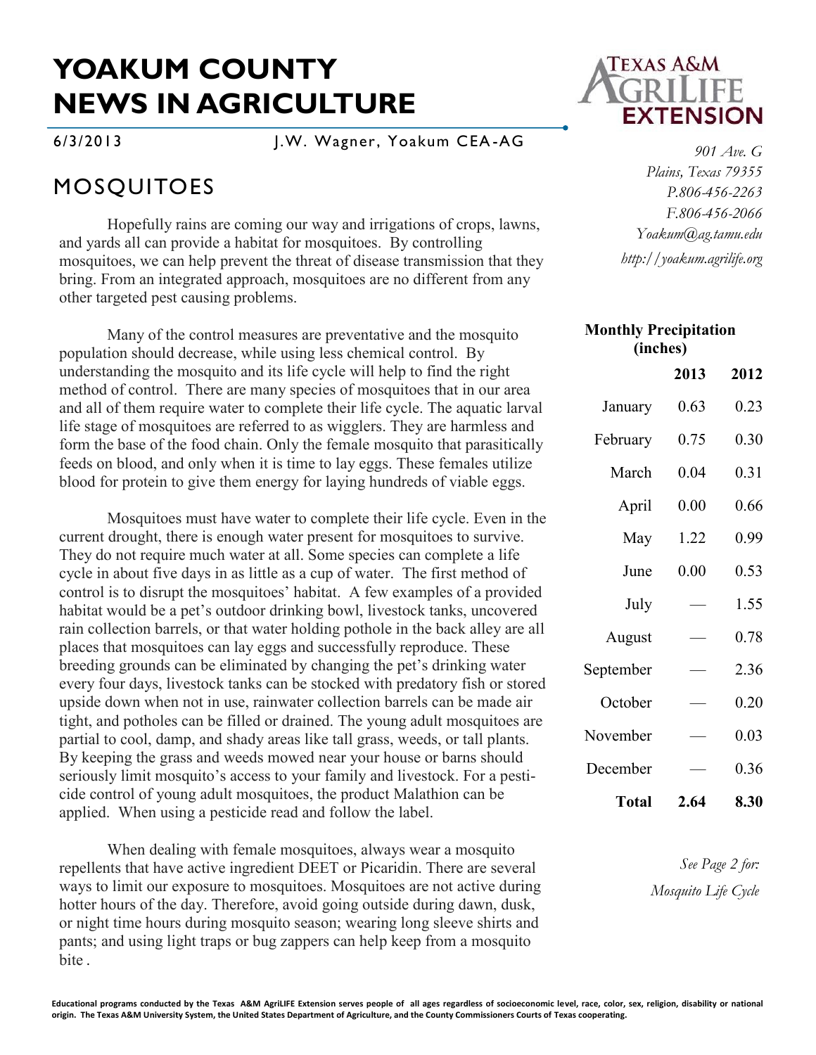# YOAKUM COUNTY NEWS IN AGRICULTURE

6/3/2013 J.W. Wagner, Yoakum CEA-AG

*901 Ave. G*
*Plains, Texas 79355*
*P.806-456-2263*
*F.806-456-2066*
*Yoakum@ag.tamu.edu*
*http://yoakum.agrilife.org*

## MOSQUITOES

Hopefully rains are coming our way and irrigations of crops, lawns, and yards all can provide a habitat for mosquitoes. By controlling mosquitoes, we can help prevent the threat of disease transmission that they bring. From an integrated approach, mosquitoes are no different from any other targeted pest causing problems.

Many of the control measures are preventative and the mosquito population should decrease, while using less chemical control. By understanding the mosquito and its life cycle will help to find the right method of control. There are many species of mosquitoes that in our area and all of them require water to complete their life cycle. The aquatic larval life stage of mosquitoes are referred to as wigglers. They are harmless and form the base of the food chain. Only the female mosquito that parasitically feeds on blood, and only when it is time to lay eggs. These females utilize blood for protein to give them energy for laying hundreds of viable eggs.

Mosquitoes must have water to complete their life cycle. Even in the current drought, there is enough water present for mosquitoes to survive. They do not require much water at all. Some species can complete a life cycle in about five days in as little as a cup of water. The first method of control is to disrupt the mosquitoes' habitat. A few examples of a provided habitat would be a pet's outdoor drinking bowl, livestock tanks, uncovered rain collection barrels, or that water holding pothole in the back alley are all places that mosquitoes can lay eggs and successfully reproduce. These breeding grounds can be eliminated by changing the pet's drinking water every four days, livestock tanks can be stocked with predatory fish or stored upside down when not in use, rainwater collection barrels can be made air tight, and potholes can be filled or drained. The young adult mosquitoes are partial to cool, damp, and shady areas like tall grass, weeds, or tall plants. By keeping the grass and weeds mowed near your house or barns should seriously limit mosquito's access to your family and livestock. For a pesticide control of young adult mosquitoes, the product Malathion can be applied. When using a pesticide read and follow the label.

When dealing with female mosquitoes, always wear a mosquito repellents that have active ingredient DEET or Picaridin. There are several ways to limit our exposure to mosquitoes. Mosquitoes are not active during hotter hours of the day. Therefore, avoid going outside during dawn, dusk, or night time hours during mosquito season; wearing long sleeve shirts and pants; and using light traps or bug zappers can help keep from a mosquito bite .

**Monthly Precipitation (inches)**

| | **2013** | **2012** |
|---|---|---|
| January | 0.63 | 0.23 |
| February | 0.75 | 0.30 |
| March | 0.04 | 0.31 |
| April | 0.00 | 0.66 |
| May | 1.22 | 0.99 |
| June | 0.00 | 0.53 |
| July | — | 1.55 |
| August | — | 0.78 |
| September | — | 2.36 |
| October | — | 0.20 |
| November | — | 0.03 |
| December | — | 0.36 |
| **Total** | **2.64** | **8.30** |

*See Page 2 for: Mosquito Life Cycle*

**Educational programs conducted by the Texas A&M AgriLIFE Extension serves people of all ages regardless of socioeconomic level, race, color, sex, religion, disability or national origin. The Texas A&M University System, the United States Department of Agriculture, and the County Commissioners Courts of Texas cooperating.**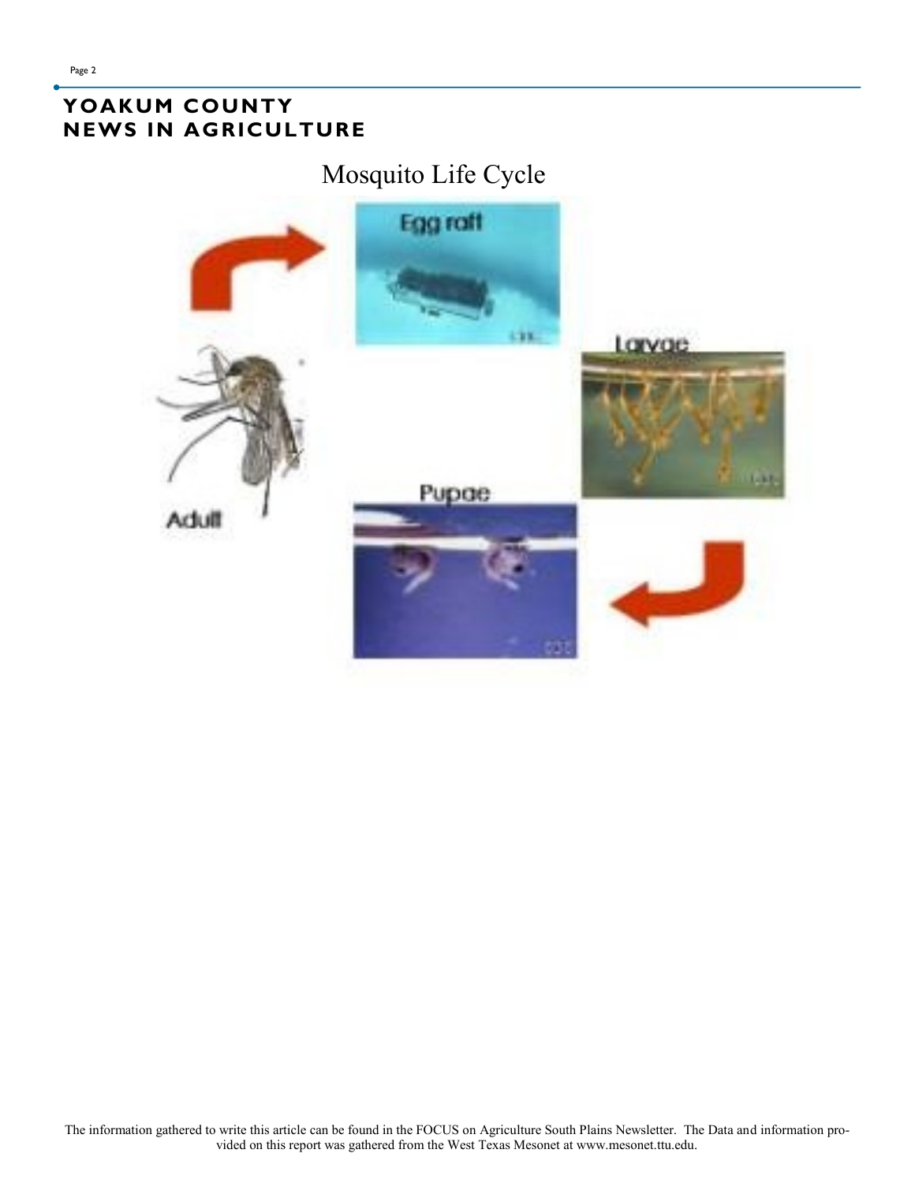# YOAKUM COUNTY NEWS IN AGRICULTURE

## Mosquito Life Cycle

Egg raft

Larvae

Pupae

Adult

The information gathered to write this article can be found in the FOCUS on Agriculture South Plains Newsletter. The Data and information provided on this report was gathered from the West Texas Mesonet at www.mesonet.ttu.edu.